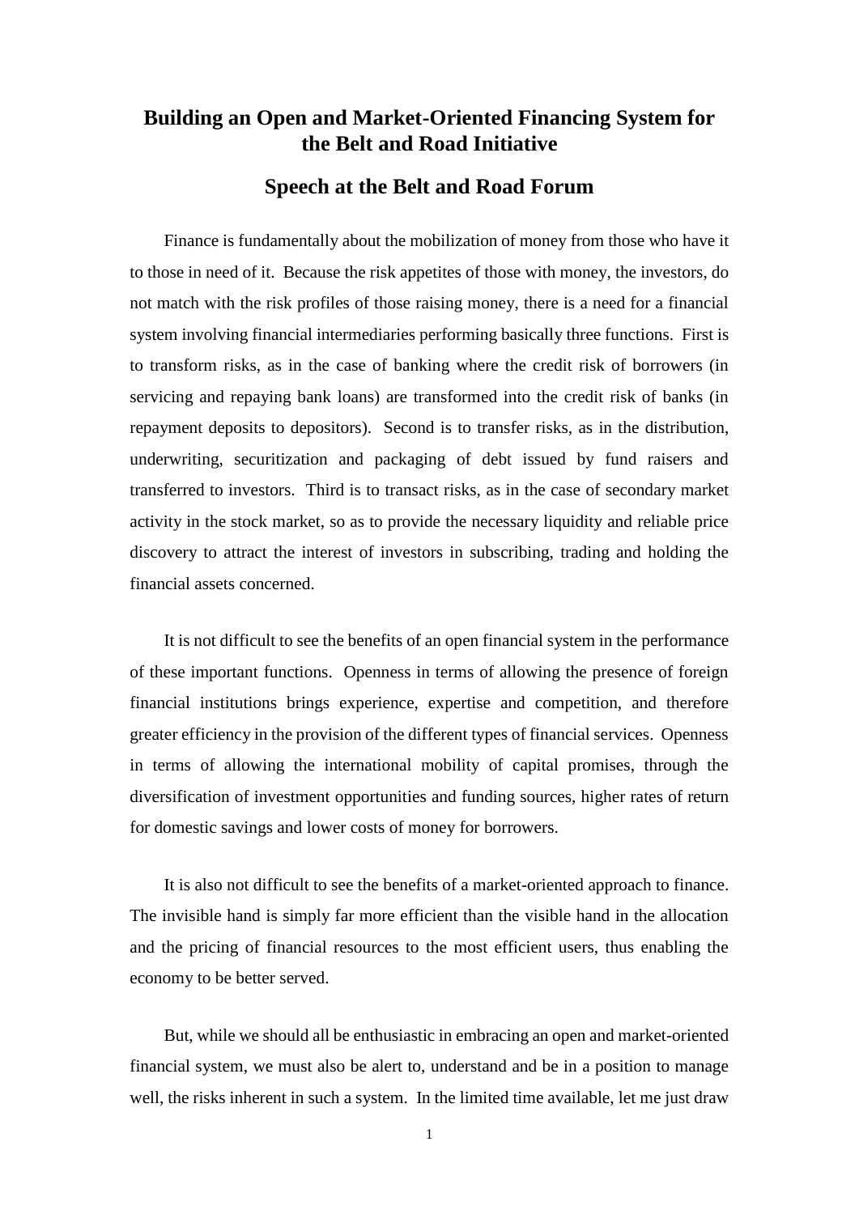# Building an Open and Market-Oriented Financing System for the Belt and Road Initiative

## Speech at the Belt and Road Forum

Finance is fundamentally about the mobilization of money from those who have it to those in need of it. Because the risk appetites of those with money, the investors, do not match with the risk profiles of those raising money, there is a need for a financial system involving financial intermediaries performing basically three functions. First is to transform risks, as in the case of banking where the credit risk of borrowers (in servicing and repaying bank loans) are transformed into the credit risk of banks (in repayment deposits to depositors). Second is to transfer risks, as in the distribution, underwriting, securitization and packaging of debt issued by fund raisers and transferred to investors. Third is to transact risks, as in the case of secondary market activity in the stock market, so as to provide the necessary liquidity and reliable price discovery to attract the interest of investors in subscribing, trading and holding the financial assets concerned.

It is not difficult to see the benefits of an open financial system in the performance of these important functions. Openness in terms of allowing the presence of foreign financial institutions brings experience, expertise and competition, and therefore greater efficiency in the provision of the different types of financial services. Openness in terms of allowing the international mobility of capital promises, through the diversification of investment opportunities and funding sources, higher rates of return for domestic savings and lower costs of money for borrowers.

It is also not difficult to see the benefits of a market-oriented approach to finance. The invisible hand is simply far more efficient than the visible hand in the allocation and the pricing of financial resources to the most efficient users, thus enabling the economy to be better served.

But, while we should all be enthusiastic in embracing an open and market-oriented financial system, we must also be alert to, understand and be in a position to manage well, the risks inherent in such a system. In the limited time available, let me just draw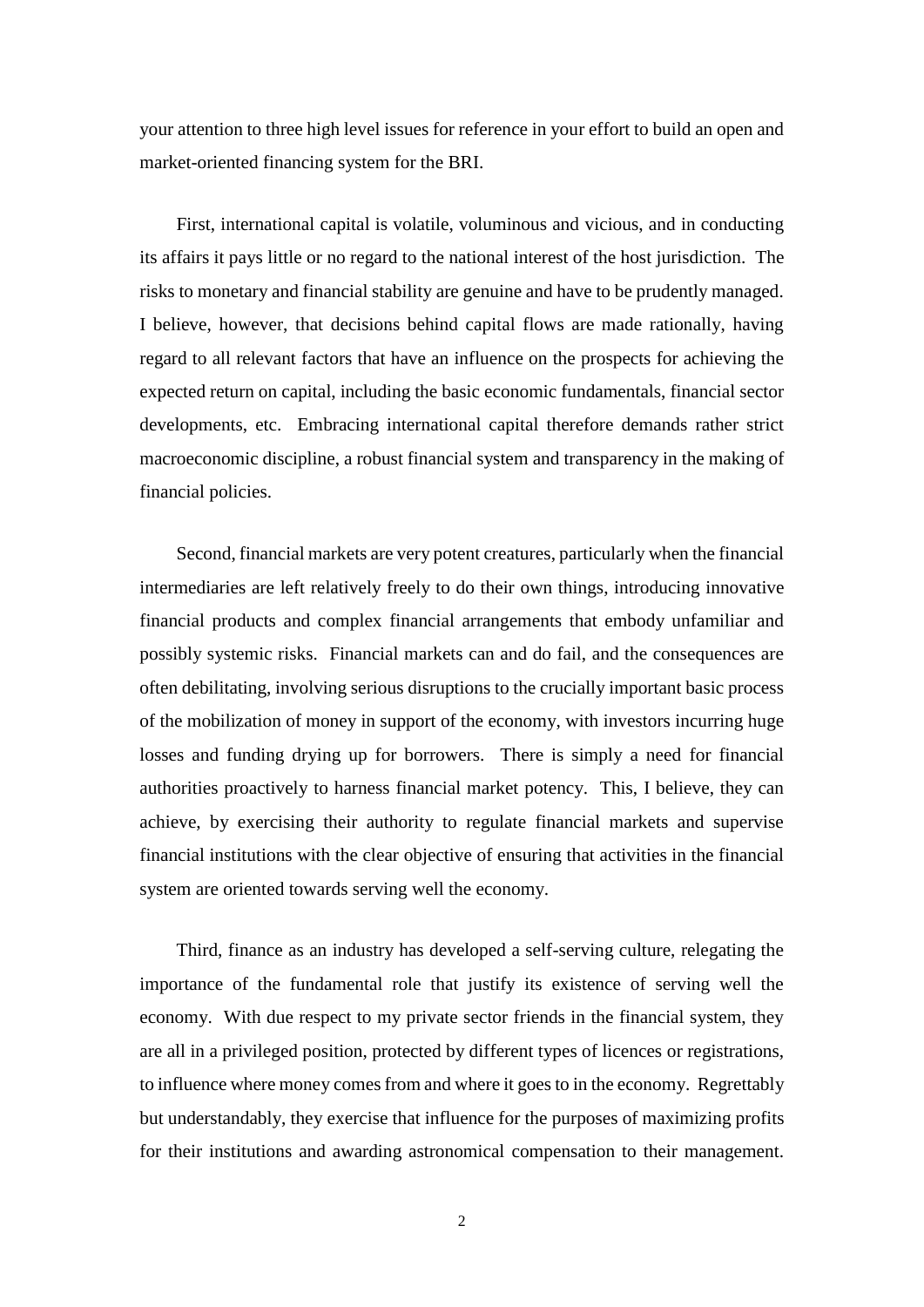your attention to three high level issues for reference in your effort to build an open and market-oriented financing system for the BRI.

First, international capital is volatile, voluminous and vicious, and in conducting its affairs it pays little or no regard to the national interest of the host jurisdiction. The risks to monetary and financial stability are genuine and have to be prudently managed. I believe, however, that decisions behind capital flows are made rationally, having regard to all relevant factors that have an influence on the prospects for achieving the expected return on capital, including the basic economic fundamentals, financial sector developments, etc. Embracing international capital therefore demands rather strict macroeconomic discipline, a robust financial system and transparency in the making of financial policies.

Second, financial markets are very potent creatures, particularly when the financial intermediaries are left relatively freely to do their own things, introducing innovative financial products and complex financial arrangements that embody unfamiliar and possibly systemic risks. Financial markets can and do fail, and the consequences are often debilitating, involving serious disruptions to the crucially important basic process of the mobilization of money in support of the economy, with investors incurring huge losses and funding drying up for borrowers. There is simply a need for financial authorities proactively to harness financial market potency. This, I believe, they can achieve, by exercising their authority to regulate financial markets and supervise financial institutions with the clear objective of ensuring that activities in the financial system are oriented towards serving well the economy.

Third, finance as an industry has developed a self-serving culture, relegating the importance of the fundamental role that justify its existence of serving well the economy. With due respect to my private sector friends in the financial system, they are all in a privileged position, protected by different types of licences or registrations, to influence where money comes from and where it goes to in the economy. Regrettably but understandably, they exercise that influence for the purposes of maximizing profits for their institutions and awarding astronomical compensation to their management.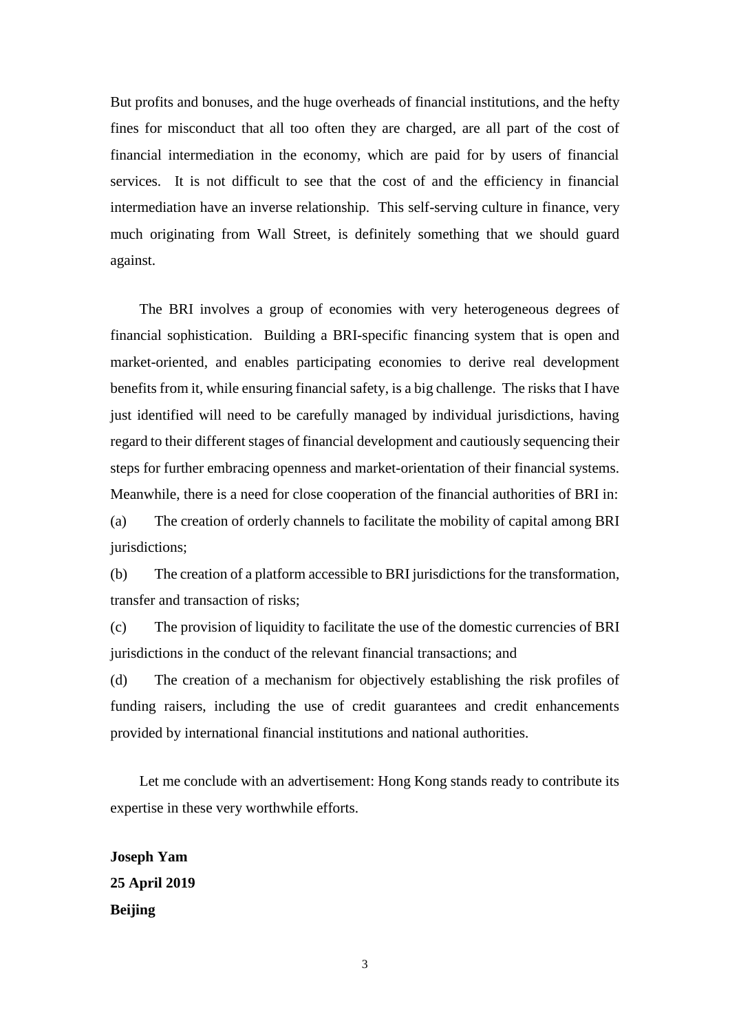But profits and bonuses, and the huge overheads of financial institutions, and the hefty fines for misconduct that all too often they are charged, are all part of the cost of financial intermediation in the economy, which are paid for by users of financial services. It is not difficult to see that the cost of and the efficiency in financial intermediation have an inverse relationship. This self-serving culture in finance, very much originating from Wall Street, is definitely something that we should guard against.

The BRI involves a group of economies with very heterogeneous degrees of financial sophistication. Building a BRI-specific financing system that is open and market-oriented, and enables participating economies to derive real development benefits from it, while ensuring financial safety, is a big challenge. The risks that I have just identified will need to be carefully managed by individual jurisdictions, having regard to their different stages of financial development and cautiously sequencing their steps for further embracing openness and market-orientation of their financial systems. Meanwhile, there is a need for close cooperation of the financial authorities of BRI in:

(a) The creation of orderly channels to facilitate the mobility of capital among BRI jurisdictions;

(b) The creation of a platform accessible to BRI jurisdictions for the transformation, transfer and transaction of risks;

(c) The provision of liquidity to facilitate the use of the domestic currencies of BRI jurisdictions in the conduct of the relevant financial transactions; and

(d) The creation of a mechanism for objectively establishing the risk profiles of funding raisers, including the use of credit guarantees and credit enhancements provided by international financial institutions and national authorities.

Let me conclude with an advertisement: Hong Kong stands ready to contribute its expertise in these very worthwhile efforts.

**Joseph Yam**
**25 April 2019**
**Beijing**